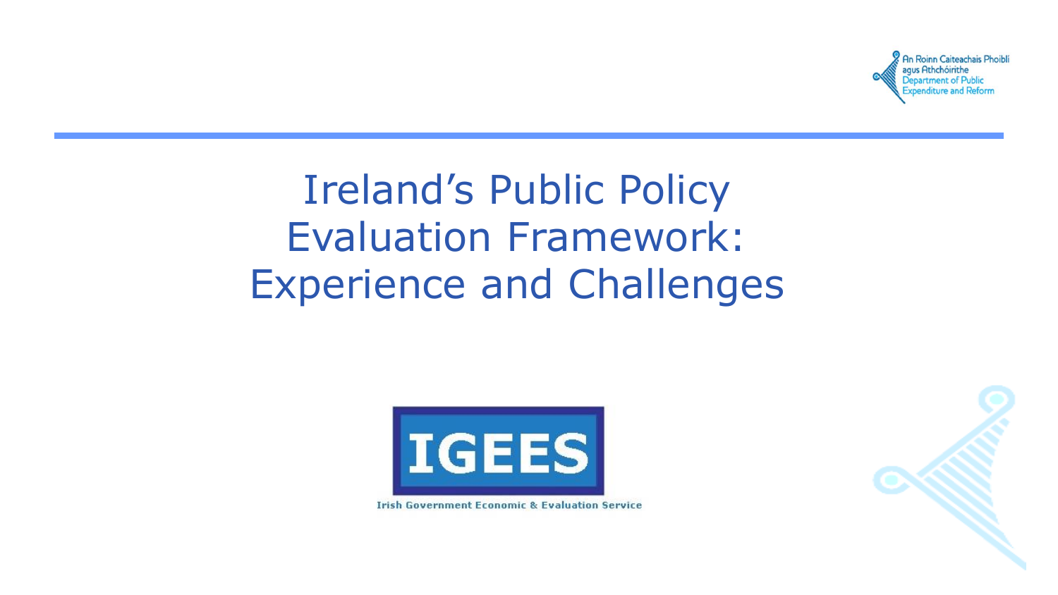An Roinn Caiteachais Phoiblí agus Athchóirithe
Department of Public Expenditure and Reform

# Ireland's Public Policy Evaluation Framework: Experience and Challenges

IGEES

Irish Government Economic & Evaluation Service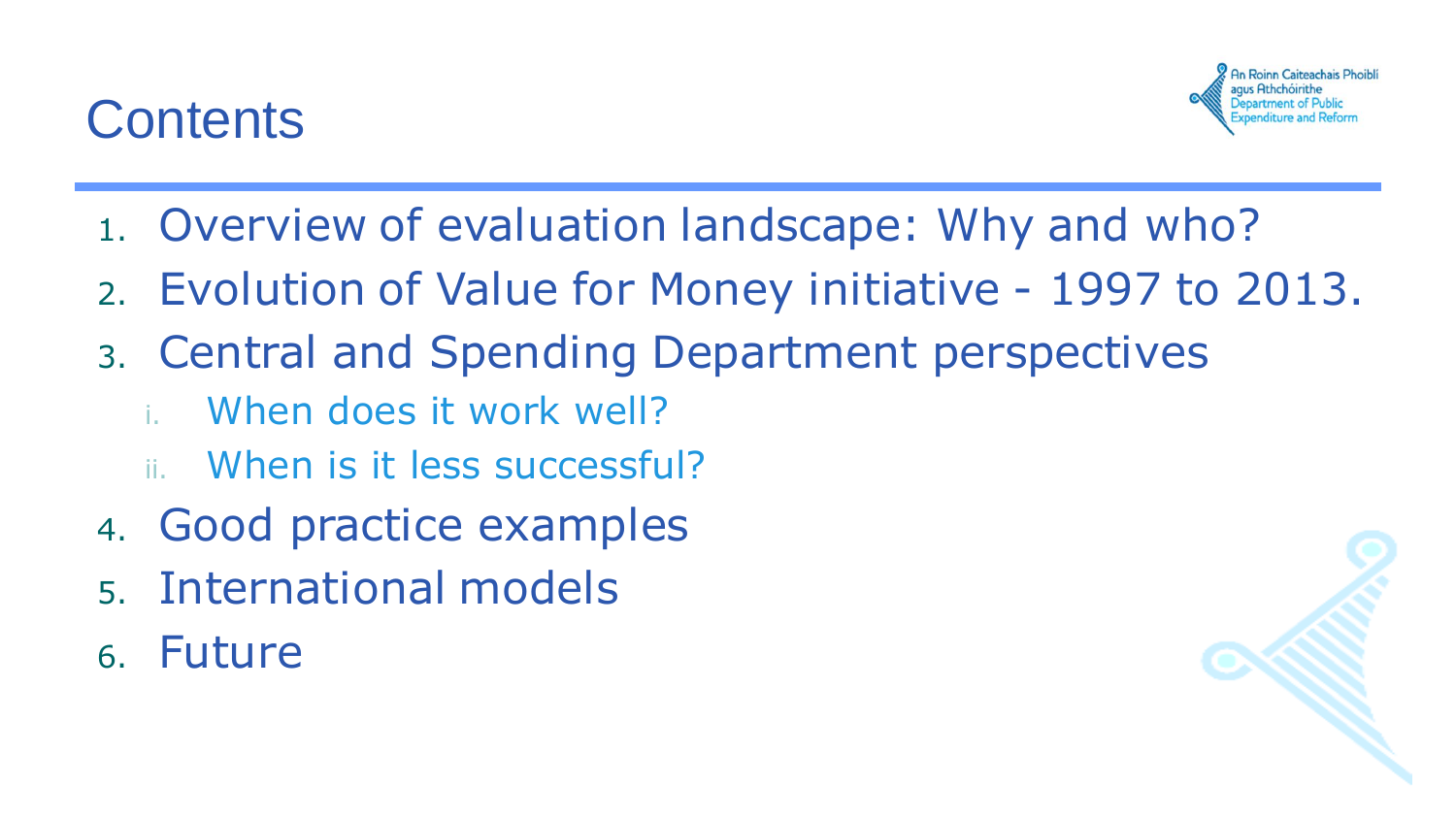# Contents

1. Overview of evaluation landscape: Why and who?
2. Evolution of Value for Money initiative - 1997 to 2013.
3. Central and Spending Department perspectives
   i. When does it work well?
   ii. When is it less successful?
4. Good practice examples
5. International models
6. Future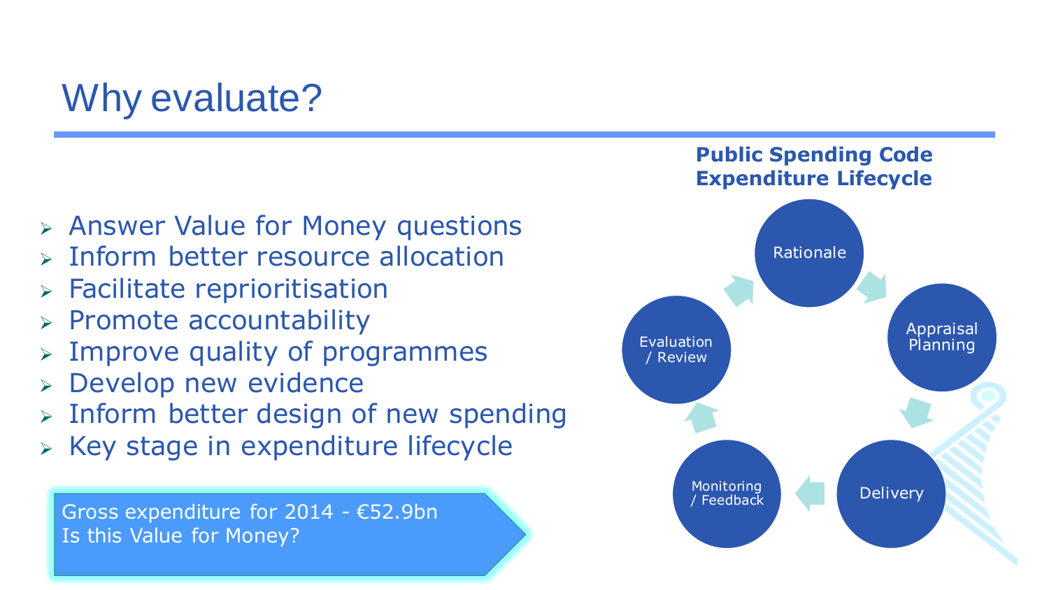# Why evaluate?

- Answer Value for Money questions
- Inform better resource allocation
- Facilitate reprioritisation
- Promote accountability
- Improve quality of programmes
- Develop new evidence
- Inform better design of new spending
- Key stage in expenditure lifecycle

Gross expenditure for 2014 - €52.9bn
Is this Value for Money?

**Public Spending Code Expenditure Lifecycle**

Rationale → Appraisal Planning → Delivery → Monitoring / Feedback → Evaluation / Review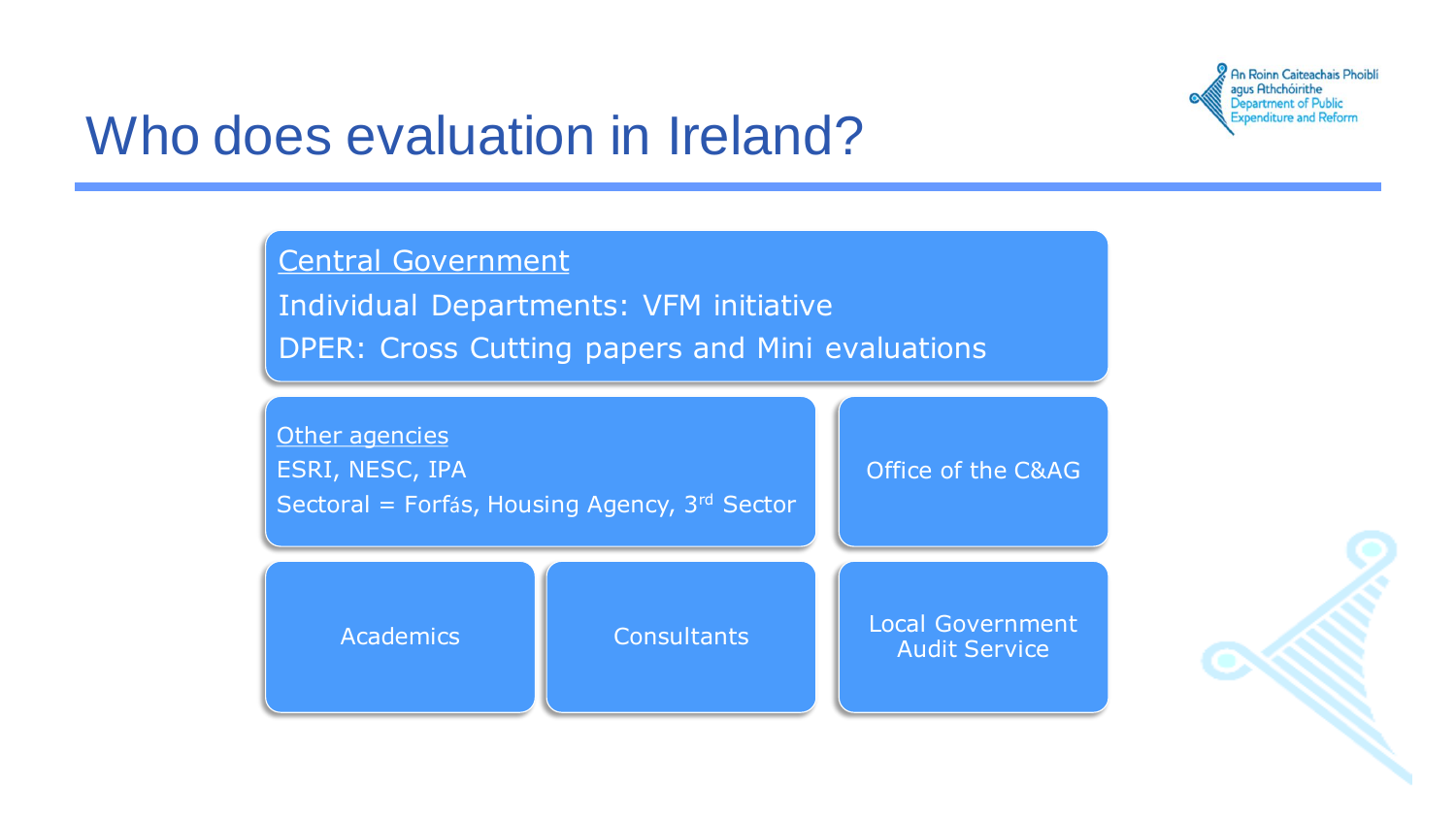# Who does evaluation in Ireland?

**Central Government**

Individual Departments: VFM initiative

DPER: Cross Cutting papers and Mini evaluations

**Other agencies**

ESRI, NESC, IPA

Sectoral = Forfás, Housing Agency, 3rd Sector

Office of the C&AG

Academics

Consultants

Local Government Audit Service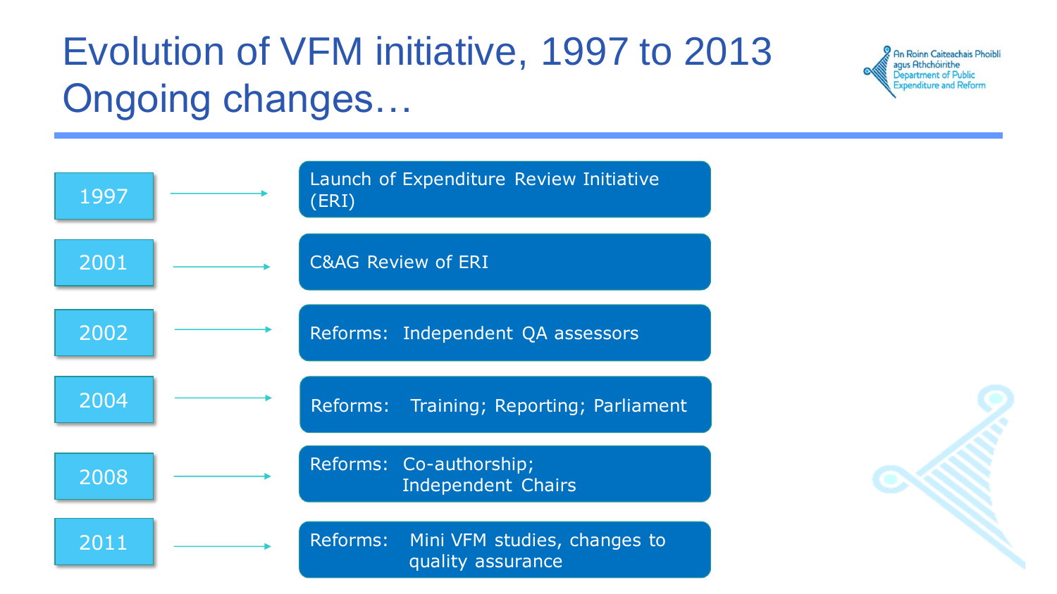# Evolution of VFM initiative, 1997 to 2013
# Ongoing changes…

An Roinn Caiteachais Phoiblí agus Athchóirithe
Department of Public Expenditure and Reform

- **1997** → Launch of Expenditure Review Initiative (ERI)
- **2001** → C&AG Review of ERI
- **2002** → Reforms: Independent QA assessors
- **2004** → Reforms: Training; Reporting; Parliament
- **2008** → Reforms: Co-authorship; Independent Chairs
- **2011** → Reforms: Mini VFM studies, changes to quality assurance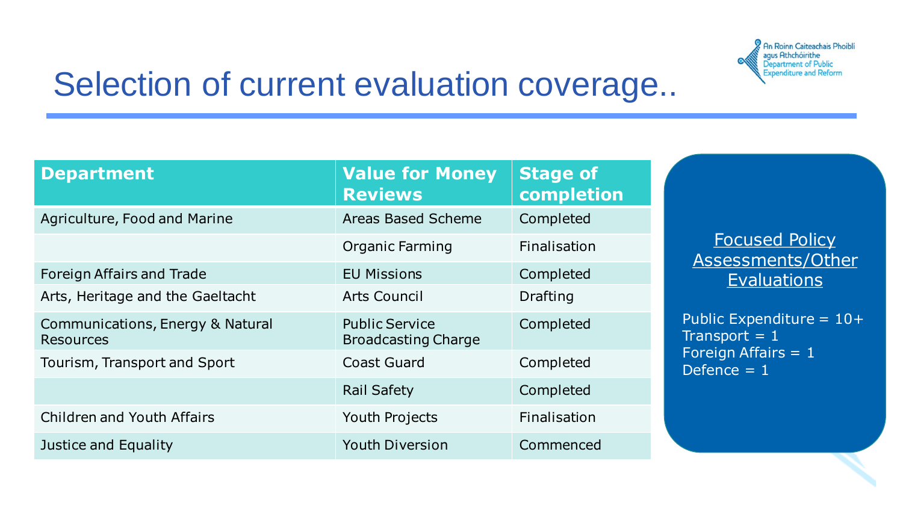# Selection of current evaluation coverage..

| Department | Value for Money Reviews | Stage of completion |
|---|---|---|
| Agriculture, Food and Marine | Areas Based Scheme | Completed |
| | Organic Farming | Finalisation |
| Foreign Affairs and Trade | EU Missions | Completed |
| Arts, Heritage and the Gaeltacht | Arts Council | Drafting |
| Communications, Energy & Natural Resources | Public Service Broadcasting Charge | Completed |
| Tourism, Transport and Sport | Coast Guard | Completed |
| | Rail Safety | Completed |
| Children and Youth Affairs | Youth Projects | Finalisation |
| Justice and Equality | Youth Diversion | Commenced |

## Focused Policy Assessments/Other Evaluations

Public Expenditure = 10+
Transport = 1
Foreign Affairs = 1
Defence = 1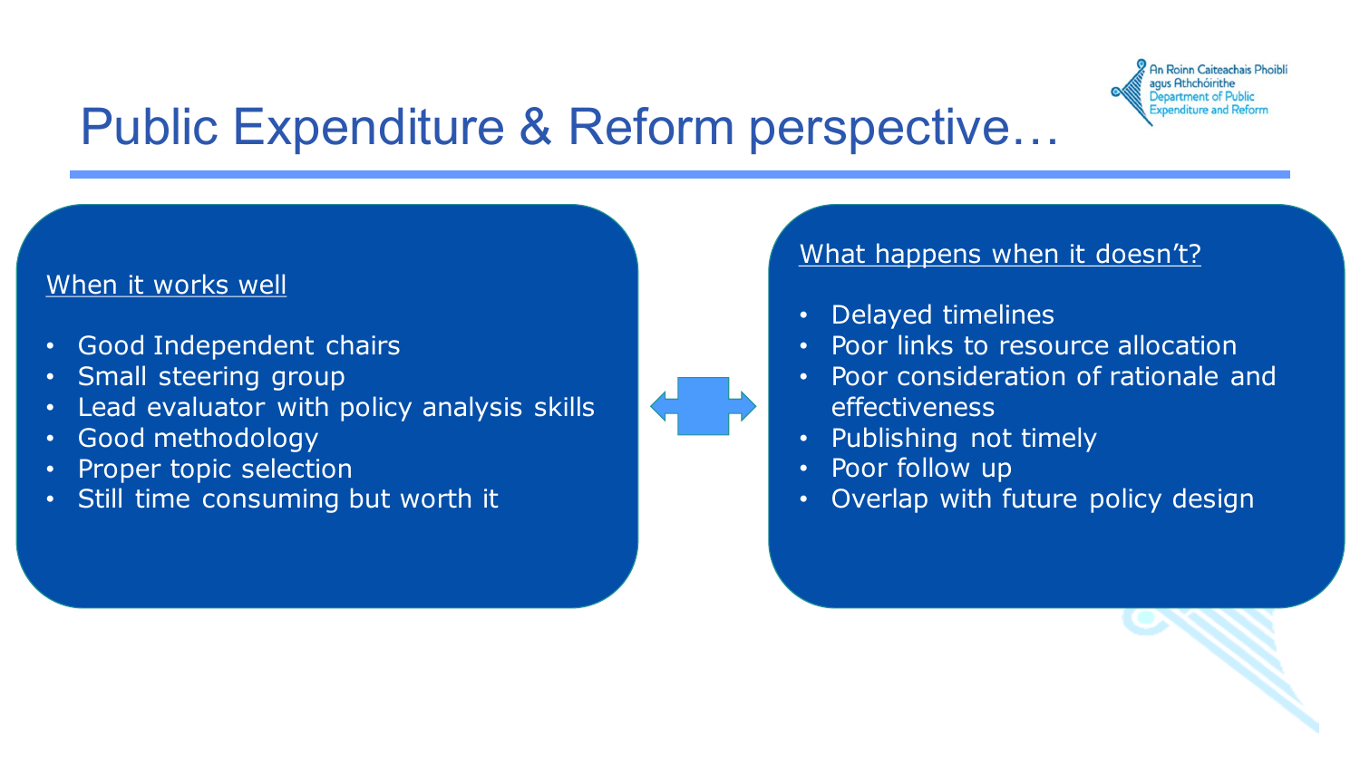# Public Expenditure & Reform perspective…

## When it works well

- Good Independent chairs
- Small steering group
- Lead evaluator with policy analysis skills
- Good methodology
- Proper topic selection
- Still time consuming but worth it

## What happens when it doesn't?

- Delayed timelines
- Poor links to resource allocation
- Poor consideration of rationale and effectiveness
- Publishing not timely
- Poor follow up
- Overlap with future policy design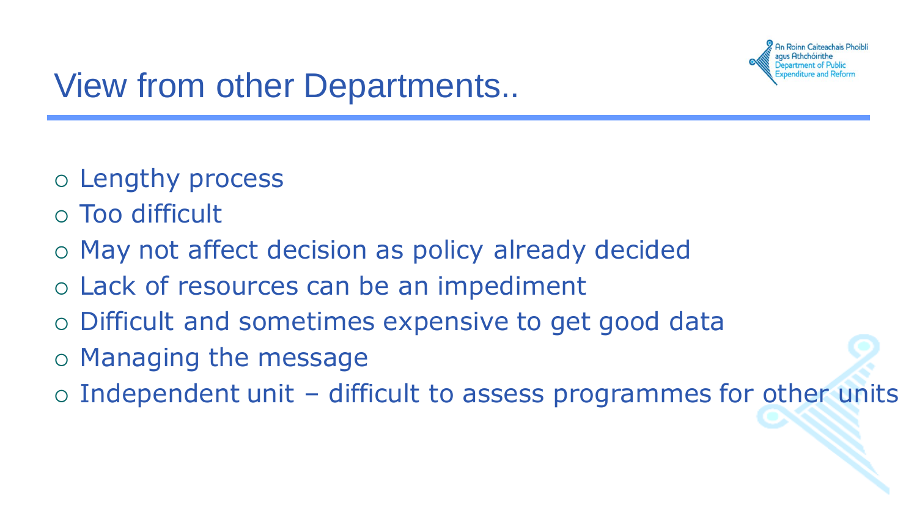# View from other Departments..

- Lengthy process
- Too difficult
- May not affect decision as policy already decided
- Lack of resources can be an impediment
- Difficult and sometimes expensive to get good data
- Managing the message
- Independent unit – difficult to assess programmes for other units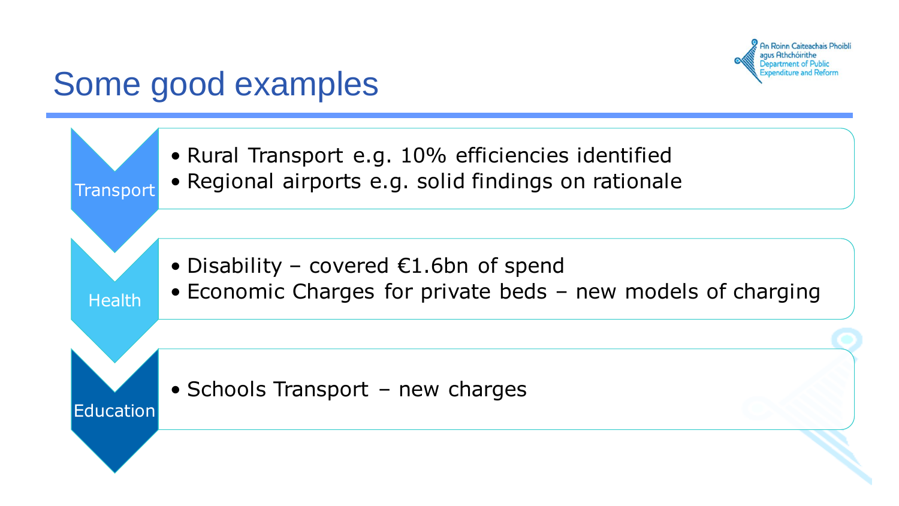# Some good examples

**Transport**

- Rural Transport e.g. 10% efficiencies identified
- Regional airports e.g. solid findings on rationale

**Health**

- Disability – covered €1.6bn of spend
- Economic Charges for private beds – new models of charging

**Education**

- Schools Transport – new charges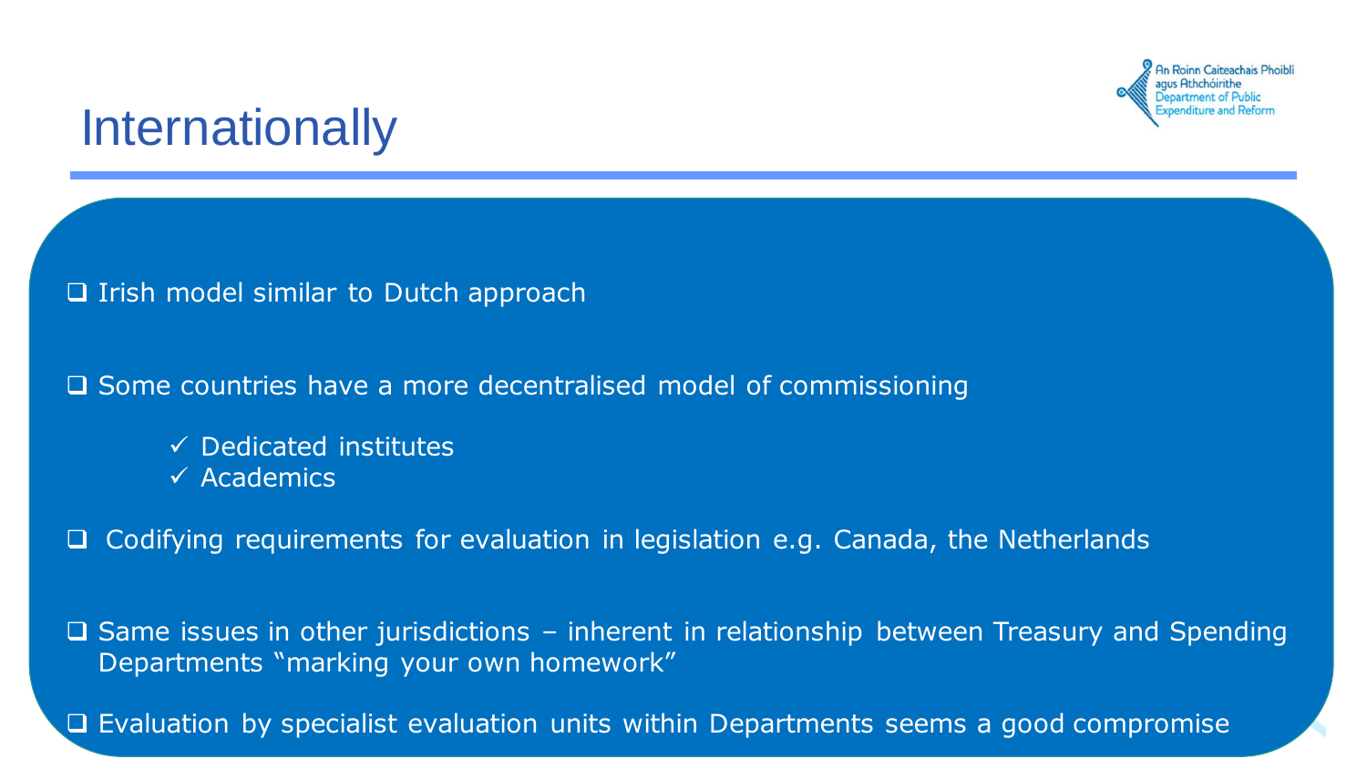# Internationally

- Irish model similar to Dutch approach
- Some countries have a more decentralised model of commissioning
  - ✓ Dedicated institutes
  - ✓ Academics
- Codifying requirements for evaluation in legislation e.g. Canada, the Netherlands
- Same issues in other jurisdictions – inherent in relationship between Treasury and Spending Departments "marking your own homework"
- Evaluation by specialist evaluation units within Departments seems a good compromise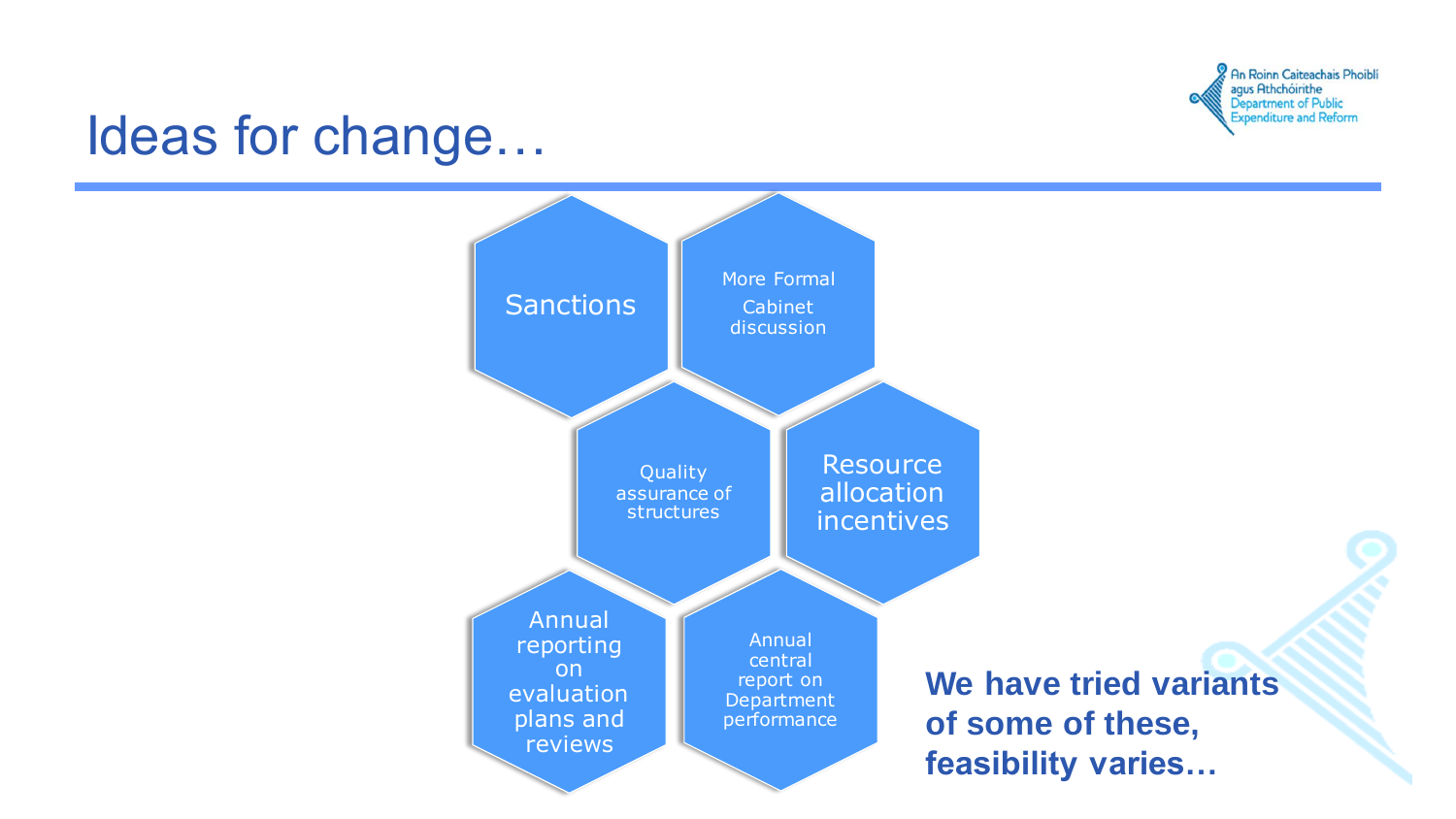# Ideas for change…

- Sanctions
- More Formal Cabinet discussion
- Quality assurance of structures
- Resource allocation incentives
- Annual reporting on evaluation plans and reviews
- Annual central report on Department performance

**We have tried variants of some of these, feasibility varies…**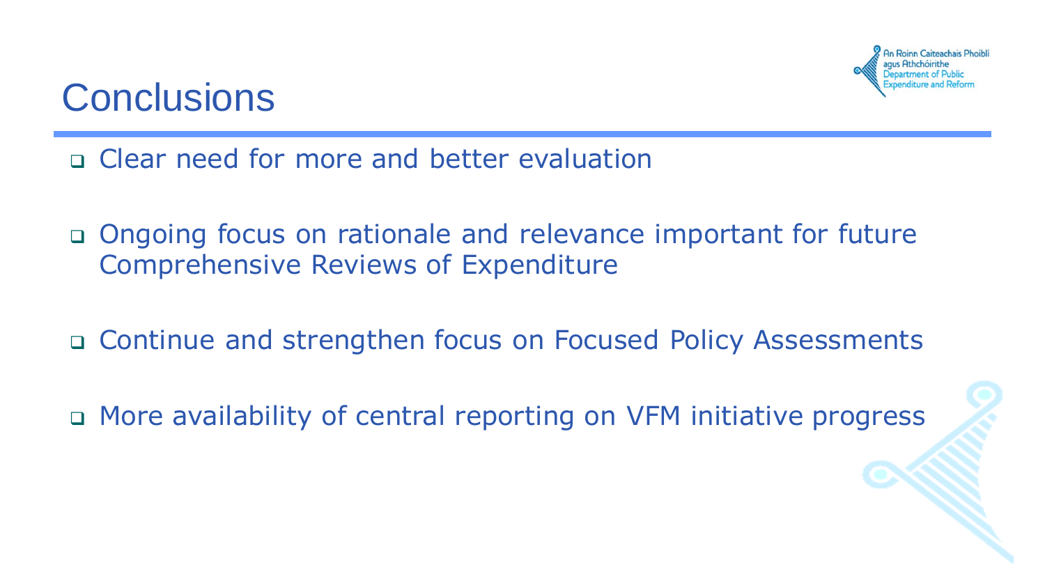# Conclusions

- Clear need for more and better evaluation
- Ongoing focus on rationale and relevance important for future Comprehensive Reviews of Expenditure
- Continue and strengthen focus on Focused Policy Assessments
- More availability of central reporting on VFM initiative progress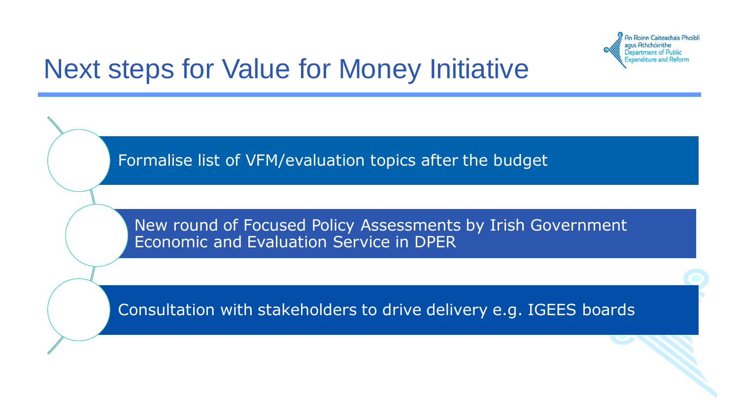# Next steps for Value for Money Initiative

- Formalise list of VFM/evaluation topics after the budget
- New round of Focused Policy Assessments by Irish Government Economic and Evaluation Service in DPER
- Consultation with stakeholders to drive delivery e.g. IGEES boards